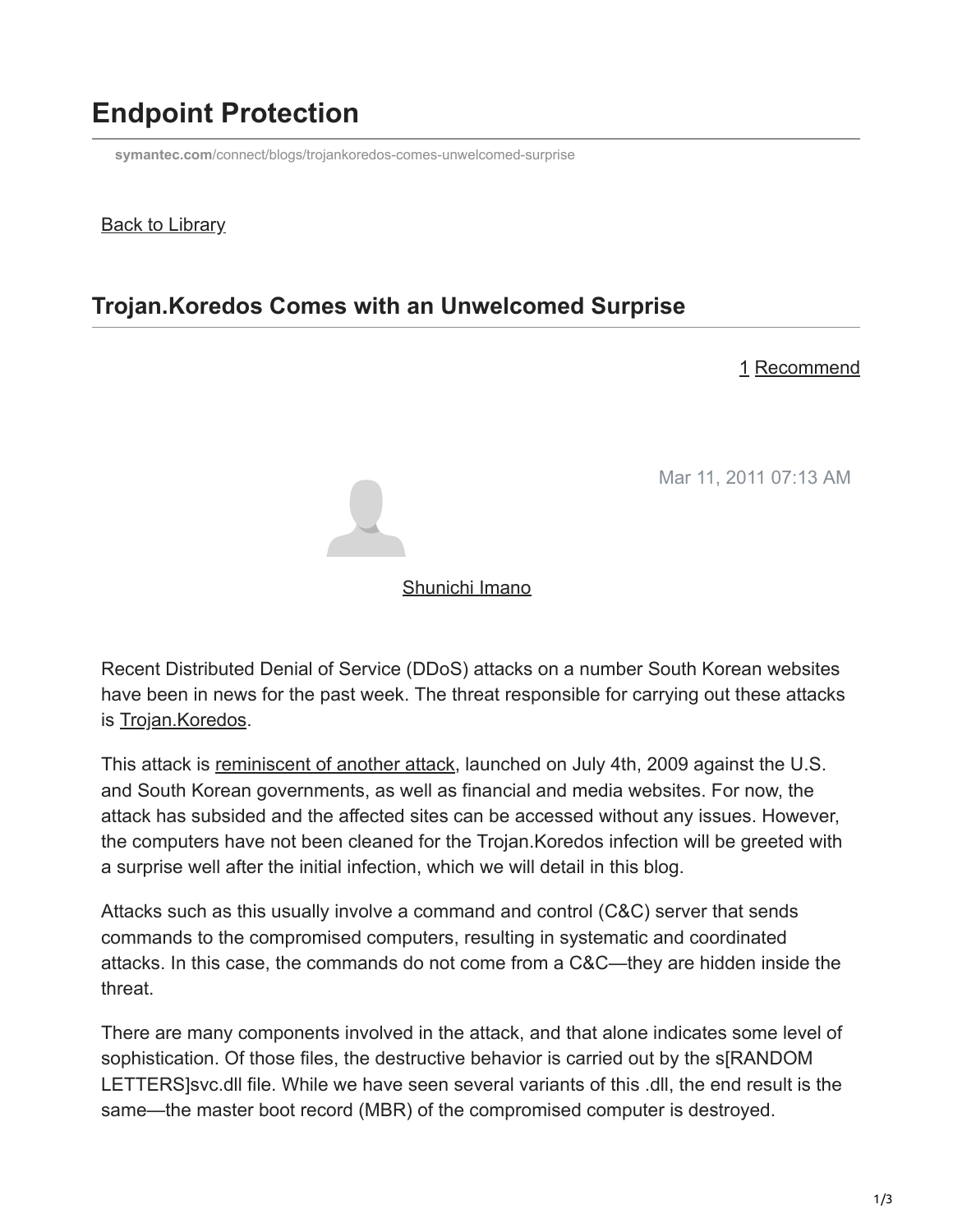# Endpoint Protection

symantec.com/connect/blogs/trojankoredos-comes-unwelcomed-surprise

Back to Library

## Trojan.Koredos Comes with an Unwelcomed Surprise

1 Recommend

Mar 11, 2011 07:13 AM

Shunichi Imano

Recent Distributed Denial of Service (DDoS) attacks on a number South Korean websites have been in news for the past week. The threat responsible for carrying out these attacks is Trojan.Koredos.

This attack is reminiscent of another attack, launched on July 4th, 2009 against the U.S. and South Korean governments, as well as financial and media websites. For now, the attack has subsided and the affected sites can be accessed without any issues. However, the computers have not been cleaned for the Trojan.Koredos infection will be greeted with a surprise well after the initial infection, which we will detail in this blog.

Attacks such as this usually involve a command and control (C&C) server that sends commands to the compromised computers, resulting in systematic and coordinated attacks. In this case, the commands do not come from a C&C—they are hidden inside the threat.

There are many components involved in the attack, and that alone indicates some level of sophistication. Of those files, the destructive behavior is carried out by the s[RANDOM LETTERS]svc.dll file. While we have seen several variants of this .dll, the end result is the same—the master boot record (MBR) of the compromised computer is destroyed.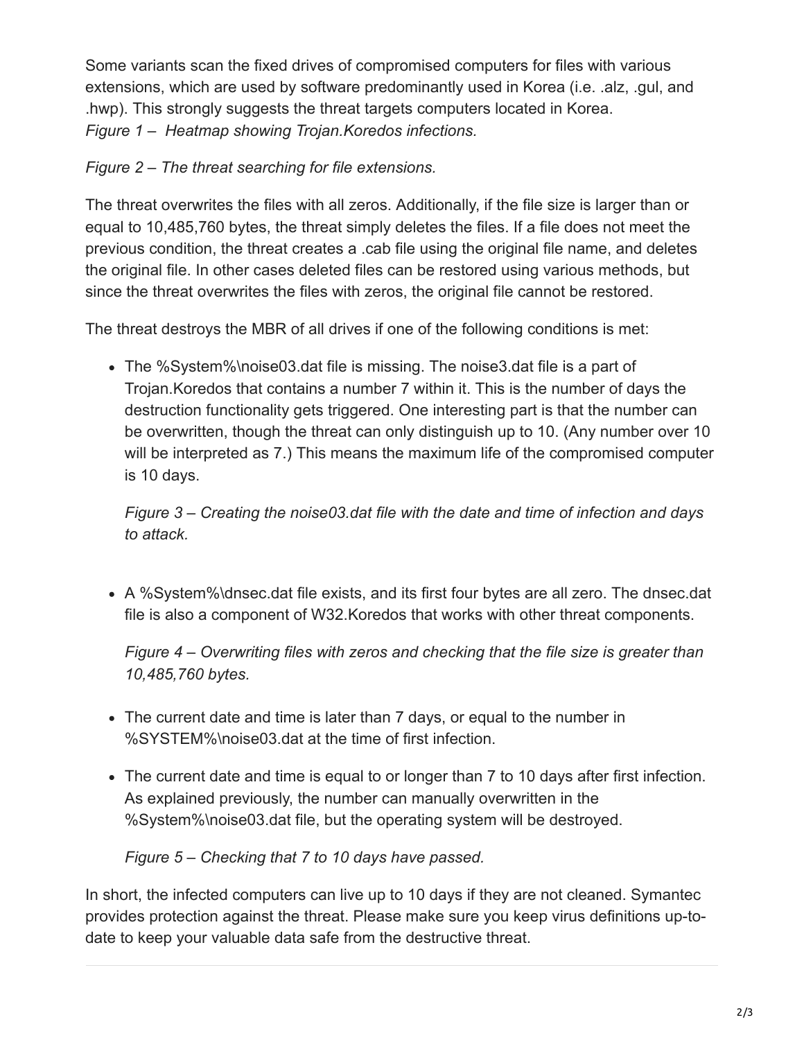Some variants scan the fixed drives of compromised computers for files with various extensions, which are used by software predominantly used in Korea (i.e. .alz, .gul, and .hwp). This strongly suggests the threat targets computers located in Korea.

*Figure 1 – Heatmap showing Trojan.Koredos infections.*

*Figure 2 – The threat searching for file extensions.*

The threat overwrites the files with all zeros. Additionally, if the file size is larger than or equal to 10,485,760 bytes, the threat simply deletes the files. If a file does not meet the previous condition, the threat creates a .cab file using the original file name, and deletes the original file. In other cases deleted files can be restored using various methods, but since the threat overwrites the files with zeros, the original file cannot be restored.

The threat destroys the MBR of all drives if one of the following conditions is met:

- The %System%\noise03.dat file is missing. The noise3.dat file is a part of Trojan.Koredos that contains a number 7 within it. This is the number of days the destruction functionality gets triggered. One interesting part is that the number can be overwritten, though the threat can only distinguish up to 10. (Any number over 10 will be interpreted as 7.) This means the maximum life of the compromised computer is 10 days.

  *Figure 3 – Creating the noise03.dat file with the date and time of infection and days to attack.*

- A %System%\dnsec.dat file exists, and its first four bytes are all zero. The dnsec.dat file is also a component of W32.Koredos that works with other threat components.

  *Figure 4 – Overwriting files with zeros and checking that the file size is greater than 10,485,760 bytes.*

- The current date and time is later than 7 days, or equal to the number in %SYSTEM%\noise03.dat at the time of first infection.

- The current date and time is equal to or longer than 7 to 10 days after first infection. As explained previously, the number can manually overwritten in the %System%\noise03.dat file, but the operating system will be destroyed.

  *Figure 5 – Checking that 7 to 10 days have passed.*

In short, the infected computers can live up to 10 days if they are not cleaned. Symantec provides protection against the threat. Please make sure you keep virus definitions up-to-date to keep your valuable data safe from the destructive threat.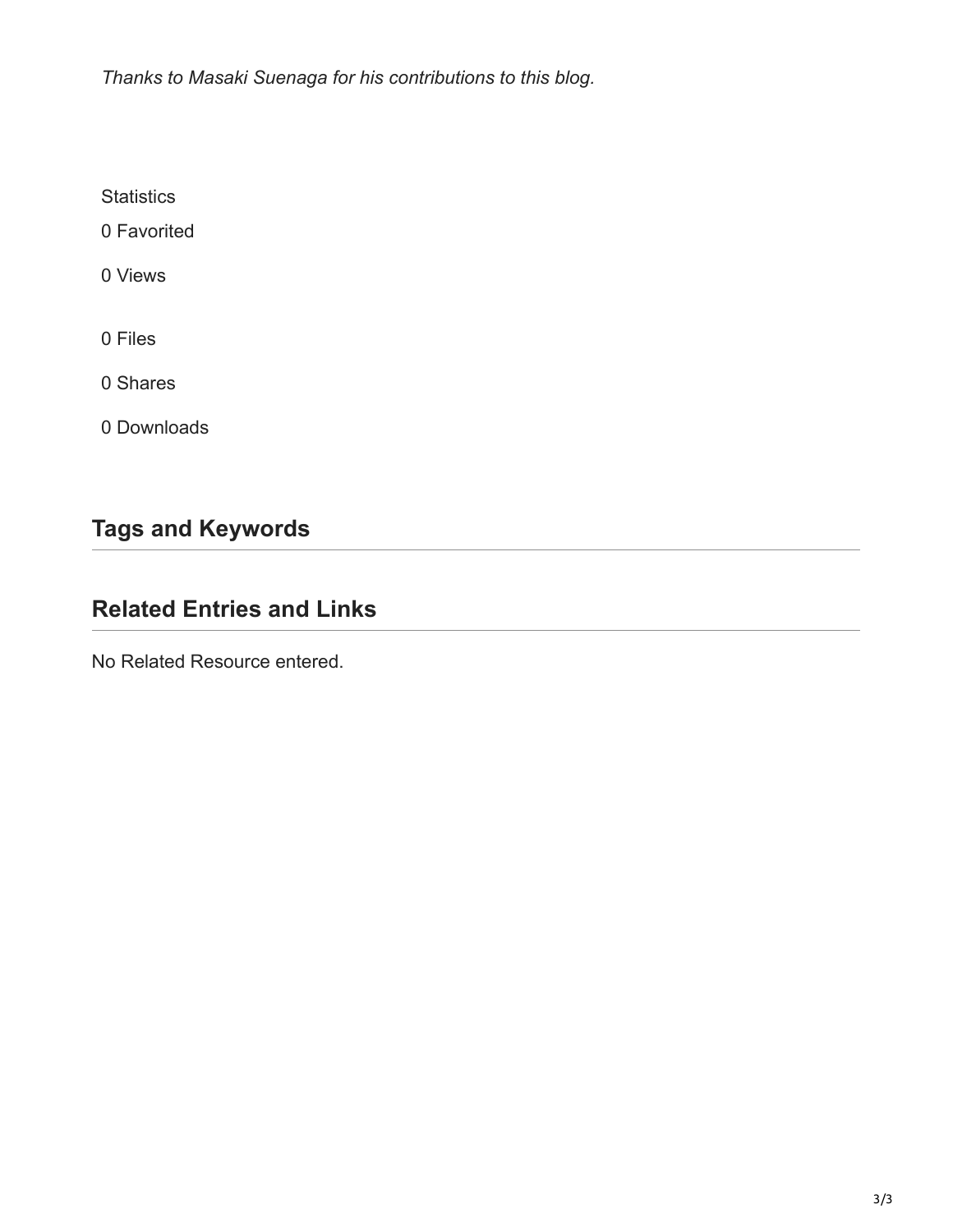*Thanks to Masaki Suenaga for his contributions to this blog.*

Statistics

0 Favorited

0 Views

0 Files

0 Shares

0 Downloads

## Tags and Keywords

## Related Entries and Links

No Related Resource entered.